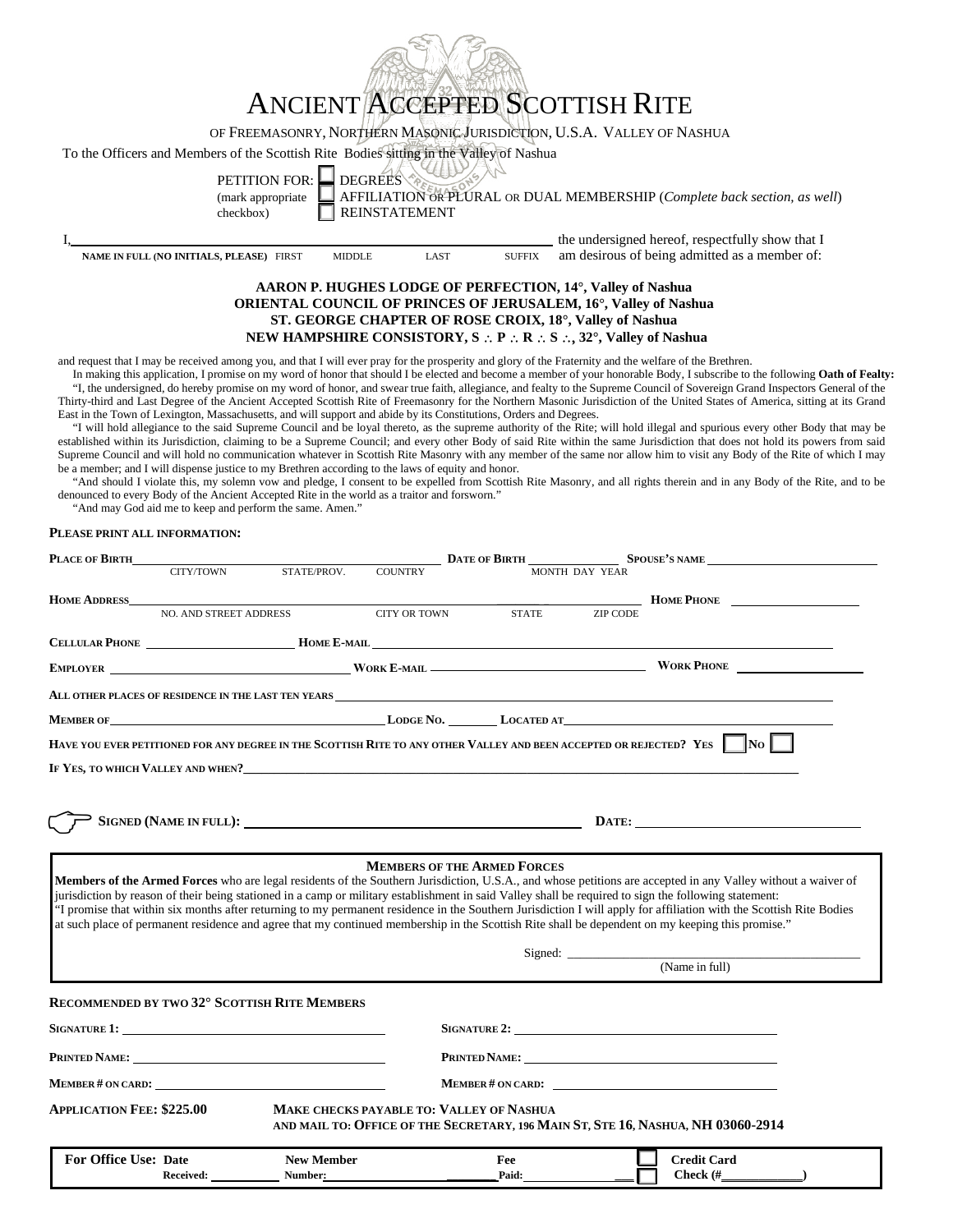# ANCIENT ACCEPTED SCOTTISH RITE

OF FREEMASONRY, NORTHERN MASONIC JURISDICTION, U.S.A. VALLEY OF NASHUA

To the Officers and Members of the Scottish Rite Bodies sitting in the Valley of Nashua

PETITION FOR: ☐ DEGREES
(mark appropriate checkbox) ☐ AFFILIATION OR PLURAL OR DUAL MEMBERSHIP (*Complete back section, as well*)
☐ REINSTATEMENT

I, ______________________________ the undersigned hereof, respectfully show that I am desirous of being admitted as a member of:

**NAME IN FULL (NO INITIALS, PLEASE)** FIRST MIDDLE LAST SUFFIX

**AARON P. HUGHES LODGE OF PERFECTION, 14°, Valley of Nashua**
**ORIENTAL COUNCIL OF PRINCES OF JERUSALEM, 16°, Valley of Nashua**
**ST. GEORGE CHAPTER OF ROSE CROIX, 18°, Valley of Nashua**
**NEW HAMPSHIRE CONSISTORY, S ∴ P ∴ R ∴ S ∴, 32°, Valley of Nashua**

and request that I may be received among you, and that I will ever pray for the prosperity and glory of the Fraternity and the welfare of the Brethren.

In making this application, I promise on my word of honor that should I be elected and become a member of your honorable Body, I subscribe to the following **Oath of Fealty:**

"I, the undersigned, do hereby promise on my word of honor, and swear true faith, allegiance, and fealty to the Supreme Council of Sovereign Grand Inspectors General of the Thirty-third and Last Degree of the Ancient Accepted Scottish Rite of Freemasonry for the Northern Masonic Jurisdiction of the United States of America, sitting at its Grand East in the Town of Lexington, Massachusetts, and will support and abide by its Constitutions, Orders and Degrees.

"I will hold allegiance to the said Supreme Council and be loyal thereto, as the supreme authority of the Rite; will hold illegal and spurious every other Body that may be established within its Jurisdiction, claiming to be a Supreme Council; and every other Body of said Rite within the same Jurisdiction that does not hold its powers from said Supreme Council and will hold no communication whatever in Scottish Rite Masonry with any member of the same nor allow him to visit any Body of the Rite of which I may be a member; and I will dispense justice to my Brethren according to the laws of equity and honor.

"And should I violate this, my solemn vow and pledge, I consent to be expelled from Scottish Rite Masonry, and all rights therein and in any Body of the Rite, and to be denounced to every Body of the Ancient Accepted Rite in the world as a traitor and forsworn."

"And may God aid me to keep and perform the same. Amen."

**PLEASE PRINT ALL INFORMATION:**

**PLACE OF BIRTH** ______________ CITY/TOWN STATE/PROV. COUNTRY **DATE OF BIRTH** ______ MONTH DAY YEAR **SPOUSE'S NAME** ______________

**HOME ADDRESS** ______________ NO. AND STREET ADDRESS CITY OR TOWN STATE ZIP CODE **HOME PHONE** ______________

**CELLULAR PHONE** ______________ **HOME E-MAIL** ______________

**EMPLOYER** ______________ **WORK E-MAIL** ______________ **WORK PHONE** ______________

**ALL OTHER PLACES OF RESIDENCE IN THE LAST TEN YEARS** ______________

**MEMBER OF** ______________ **LODGE NO.** ______ **LOCATED AT** ______________

**HAVE YOU EVER PETITIONED FOR ANY DEGREE IN THE SCOTTISH RITE TO ANY OTHER VALLEY AND BEEN ACCEPTED OR REJECTED? YES** ☐ **NO** ☐

**IF YES, TO WHICH VALLEY AND WHEN?** ______________

☞ **SIGNED (NAME IN FULL):** ______________ **DATE:** ______________

**MEMBERS OF THE ARMED FORCES**

**Members of the Armed Forces** who are legal residents of the Southern Jurisdiction, U.S.A., and whose petitions are accepted in any Valley without a waiver of jurisdiction by reason of their being stationed in a camp or military establishment in said Valley shall be required to sign the following statement:

"I promise that within six months after returning to my permanent residence in the Southern Jurisdiction I will apply for affiliation with the Scottish Rite Bodies at such place of permanent residence and agree that my continued membership in the Scottish Rite shall be dependent on my keeping this promise."

Signed: ______________ (Name in full)

**RECOMMENDED BY TWO 32° SCOTTISH RITE MEMBERS**

**SIGNATURE 1:** ______________ **SIGNATURE 2:** ______________

**PRINTED NAME:** ______________ **PRINTED NAME:** ______________

**MEMBER # ON CARD:** ______________ **MEMBER # ON CARD:** ______________

**APPLICATION FEE: $225.00** **MAKE CHECKS PAYABLE TO: VALLEY OF NASHUA**
**AND MAIL TO: OFFICE OF THE SECRETARY, 196 MAIN ST, STE 16, NASHUA, NH 03060-2914**

| For Office Use: Date Received: | New Member Number: | Fee Paid: | ☐ Credit Card ☐ Check (#____) |
|---|---|---|---|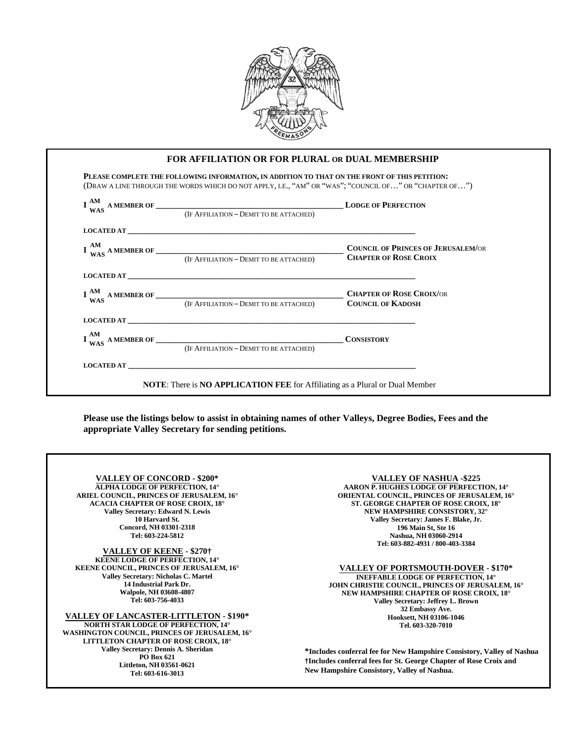## FOR AFFILIATION OR FOR PLURAL OR DUAL MEMBERSHIP

**PLEASE COMPLETE THE FOLLOWING INFORMATION, IN ADDITION TO THAT ON THE FRONT OF THIS PETITION:**
(DRAW A LINE THROUGH THE WORDS WHICH DO NOT APPLY, I.E., "AM" OR "WAS"; "COUNCIL OF…" OR "CHAPTER OF…")

**I AM / WAS A MEMBER OF** ______________________________ **LODGE OF PERFECTION**
(IF AFFILIATION – DEMIT TO BE ATTACHED)

**LOCATED AT** ______________________________

**I AM / WAS A MEMBER OF** ______________________________ **COUNCIL OF PRINCES OF JERUSALEM/OR CHAPTER OF ROSE CROIX**
(IF AFFILIATION – DEMIT TO BE ATTACHED)

**LOCATED AT** ______________________________

**I AM / WAS A MEMBER OF** ______________________________ **CHAPTER OF ROSE CROIX/OR COUNCIL OF KADOSH**
(IF AFFILIATION – DEMIT TO BE ATTACHED)

**LOCATED AT** ______________________________

**I AM / WAS A MEMBER OF** ______________________________ **CONSISTORY**
(IF AFFILIATION – DEMIT TO BE ATTACHED)

**LOCATED AT** ______________________________

**NOTE**: There is **NO APPLICATION FEE** for Affiliating as a Plural or Dual Member

**Please use the listings below to assist in obtaining names of other Valleys, Degree Bodies, Fees and the appropriate Valley Secretary for sending petitions.**

**VALLEY OF CONCORD - $200***
**ALPHA LODGE OF PERFECTION, 14°**
**ARIEL COUNCIL, PRINCES OF JERUSALEM, 16°**
**ACACIA CHAPTER OF ROSE CROIX, 18°**
**Valley Secretary: Edward N. Lewis**
**10 Harvard St.**
**Concord, NH 03301-2318**
**Tel: 603-224-5812**

**VALLEY OF KEENE - $270†**
**KEENE LODGE OF PERFECTION, 14°**
**KEENE COUNCIL, PRINCES OF JERUSALEM, 16°**
**Valley Secretary: Nicholas C. Martel**
**14 Industrial Park Dr.**
**Walpole, NH 03608-4807**
**Tel: 603-756-4033**

**VALLEY OF LANCASTER-LITTLETON - $190***
**NORTH STAR LODGE OF PERFECTION, 14°**
**WASHINGTON COUNCIL, PRINCES OF JERUSALEM, 16°**
**LITTLETON CHAPTER OF ROSE CROIX, 18°**
**Valley Secretary: Dennis A. Sheridan**
**PO Box 621**
**Littleton, NH 03561-0621**
**Tel: 603-616-3013**

**VALLEY OF NASHUA -$225**
**AARON P. HUGHES LODGE OF PERFECTION, 14°**
**ORIENTAL COUNCIL, PRINCES OF JERUSALEM, 16°**
**ST. GEORGE CHAPTER OF ROSE CROIX, 18°**
**NEW HAMPSHIRE CONSISTORY, 32°**
**Valley Secretary: James F. Blake, Jr.**
**196 Main St, Ste 16**
**Nashua, NH 03060-2914**
**Tel: 603-882-4931 / 800-403-3384**

**VALLEY OF PORTSMOUTH-DOVER - $170***
**INEFFABLE LODGE OF PERFECTION, 14°**
**JOHN CHRISTIE COUNCIL, PRINCES OF JERUSALEM, 16°**
**NEW HAMPSHIRE CHAPTER OF ROSE CROIX, 18°**
**Valley Secretary: Jeffrey L. Brown**
**32 Embassy Ave.**
**Hooksett, NH 03106-1046**
**Tel. 603-320-7010**

**\*Includes conferral fee for New Hampshire Consistory, Valley of Nashua**
**†Includes conferral fees for St. George Chapter of Rose Croix and New Hampshire Consistory, Valley of Nashua.**